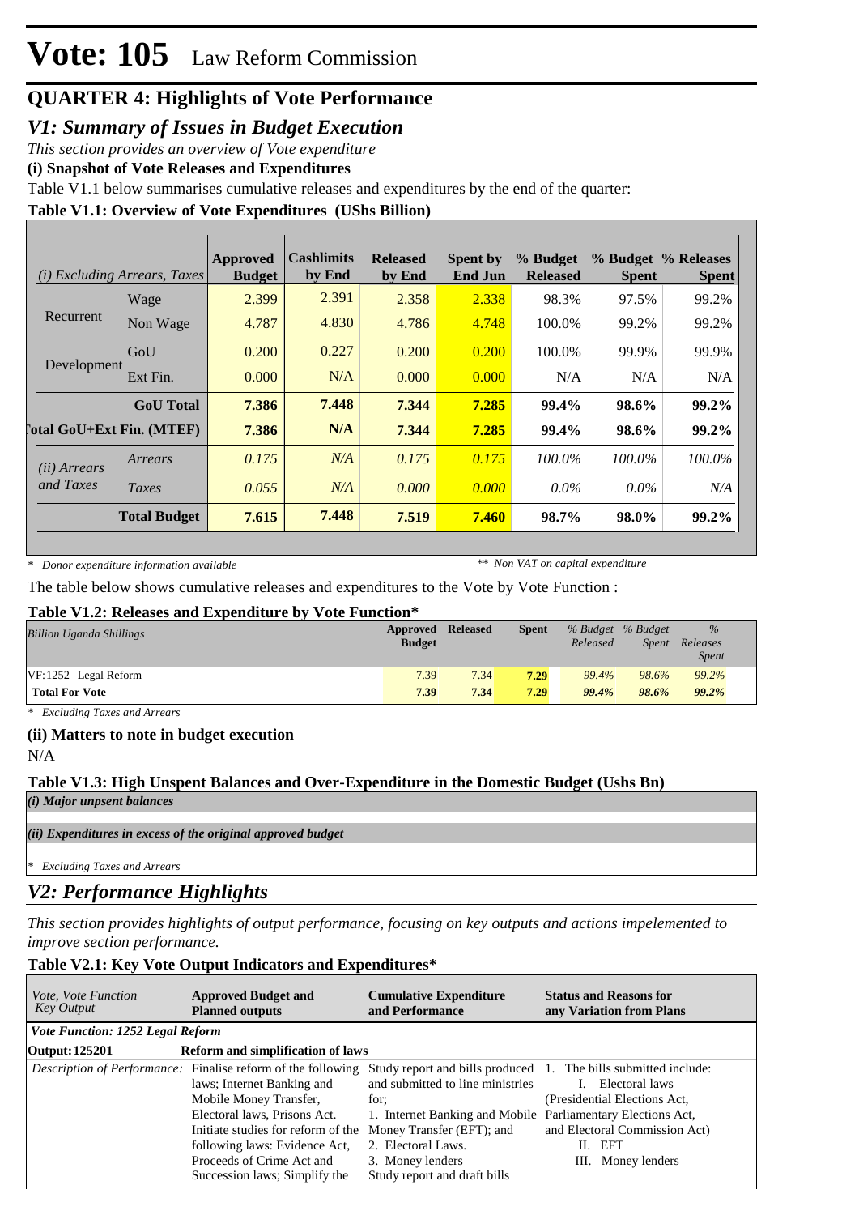# Vote: 105 Law Reform Commission

## QUARTER 4: Highlights of Vote Performance

### *V1: Summary of Issues in Budget Execution*

*This section provides an overview of Vote expenditure*

**(i) Snapshot of Vote Releases and Expenditures**

Table V1.1 below summarises cumulative releases and expenditures by the end of the quarter:

**Table V1.1: Overview of Vote Expenditures (UShs Billion)**

| *(i) Excluding Arrears, Taxes* | | Approved Budget | Cashlimits by End | Released by End | Spent by End Jun | % Budget Released | % Budget Spent | % Releases Spent |
|---|---|---|---|---|---|---|---|---|
| Recurrent | Wage | 2.399 | 2.391 | 2.358 | 2.338 | 98.3% | 97.5% | 99.2% |
| | Non Wage | 4.787 | 4.830 | 4.786 | 4.748 | 100.0% | 99.2% | 99.2% |
| Development | GoU | 0.200 | 0.227 | 0.200 | 0.200 | 100.0% | 99.9% | 99.9% |
| | Ext Fin. | 0.000 | N/A | 0.000 | 0.000 | N/A | N/A | N/A |
| | **GoU Total** | **7.386** | **7.448** | **7.344** | **7.285** | **99.4%** | **98.6%** | **99.2%** |
| **Total GoU+Ext Fin. (MTEF)** | | **7.386** | **N/A** | **7.344** | **7.285** | **99.4%** | **98.6%** | **99.2%** |
| *(ii) Arrears and Taxes* | *Arrears* | *0.175* | *N/A* | *0.175* | *0.175* | *100.0%* | *100.0%* | *100.0%* |
| | *Taxes* | *0.055* | *N/A* | *0.000* | *0.000* | *0.0%* | *0.0%* | *N/A* |
| | **Total Budget** | **7.615** | **7.448** | **7.519** | **7.460** | **98.7%** | **98.0%** | **99.2%** |

*\* Donor expenditure information available* *\*\* Non VAT on capital expenditure*

The table below shows cumulative releases and expenditures to the Vote by Vote Function :

**Table V1.2: Releases and Expenditure by Vote Function\***

| *Billion Uganda Shillings* | Approved Budget | Released | Spent | *% Budget Released* | *% Budget Spent* | *% Releases Spent* |
|---|---|---|---|---|---|---|
| VF:1252 Legal Reform | 7.39 | 7.34 | 7.29 | *99.4%* | *98.6%* | *99.2%* |
| **Total For Vote** | **7.39** | **7.34** | **7.29** | ***99.4%*** | ***98.6%*** | ***99.2%*** |

*\* Excluding Taxes and Arrears*

**(ii) Matters to note in budget execution**

N/A

**Table V1.3: High Unspent Balances and Over-Expenditure in the Domestic Budget (Ushs Bn)**

*(i) Major unpsent balances*

*(ii) Expenditures in excess of the original approved budget*

*\* Excluding Taxes and Arrears*

### *V2: Performance Highlights*

*This section provides highlights of output performance, focusing on key outputs and actions impelemented to improve section performance.*

**Table V2.1: Key Vote Output Indicators and Expenditures\***

| *Vote, Vote Function Key Output* | Approved Budget and Planned outputs | Cumulative Expenditure and Performance | Status and Reasons for any Variation from Plans |
|---|---|---|---|
| ***Vote Function: 1252 Legal Reform*** | | | |
| **Output: 125201** | **Reform and simplification of laws** | | |
| *Description of Performance:* | Finalise reform of the following laws; Internet Banking and Mobile Money Transfer, Electoral laws, Prisons Act. Initiate studies for reform of the following laws: Evidence Act, Proceeds of Crime Act and Succession laws; Simplify the | Study report and bills produced and submitted to line ministries for;<br>1. Internet Banking and Mobile Money Transfer (EFT); and<br>2. Electoral Laws.<br>3. Money lenders<br>Study report and draft bills | 1. The bills submitted include:<br>I. Electoral laws (Presidential Elections Act, Parliamentary Elections Act, and Electoral Commission Act)<br>II. EFT<br>III. Money lenders |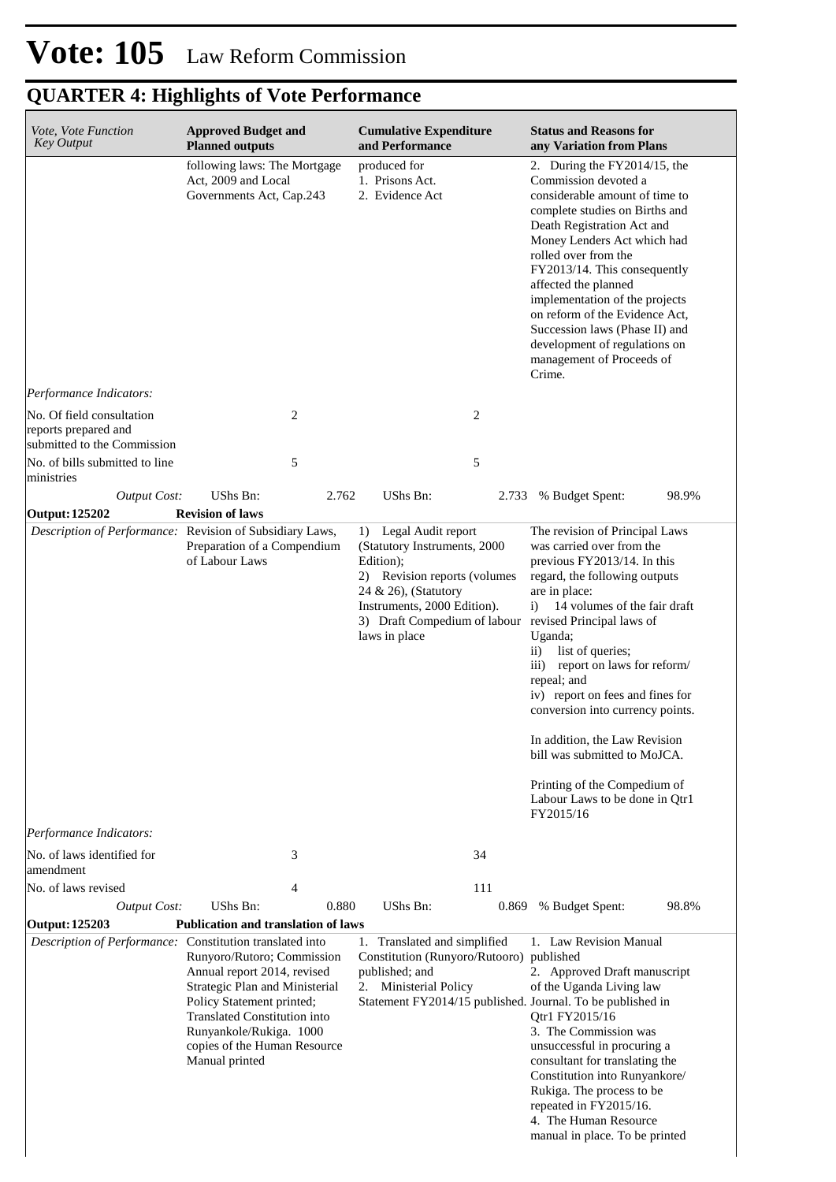# Vote: 105 Law Reform Commission

## QUARTER 4: Highlights of Vote Performance

| *Vote, Vote Function Key Output* | **Approved Budget and Planned outputs** | | **Cumulative Expenditure and Performance** | | **Status and Reasons for any Variation from Plans** | |
|---|---|---|---|---|---|---|
| | following laws: The Mortgage Act, 2009 and Local Governments Act, Cap.243 | | produced for<br>1. Prisons Act.<br>2. Evidence Act | | 2. During the FY2014/15, the Commission devoted a considerable amount of time to complete studies on Births and Death Registration Act and Money Lenders Act which had rolled over from the FY2013/14. This consequently affected the planned implementation of the projects on reform of the Evidence Act, Succession laws (Phase II) and development of regulations on management of Proceeds of Crime. | |
| *Performance Indicators:* | | | | | | |
| No. Of field consultation reports prepared and submitted to the Commission | | 2 | | 2 | | |
| No. of bills submitted to line ministries | | 5 | | 5 | | |
| *Output Cost:* | UShs Bn: | 2.762 | UShs Bn: | 2.733 | % Budget Spent: | 98.9% |
| **Output: 125202** | **Revision of laws** | | | | | |
| *Description of Performance:* | Revision of Subsidiary Laws, Preparation of a Compendium of Labour Laws | | 1) Legal Audit report (Statutory Instruments, 2000 Edition);<br>2) Revision reports (volumes 24 & 26), (Statutory Instruments, 2000 Edition).<br>3) Draft Compedium of labour laws in place | | The revision of Principal Laws was carried over from the previous FY2013/14. In this regard, the following outputs are in place:<br>i) 14 volumes of the fair draft revised Principal laws of Uganda;<br>ii) list of queries;<br>iii) report on laws for reform/ repeal; and<br>iv) report on fees and fines for conversion into currency points.<br><br>In addition, the Law Revision bill was submitted to MoJCA.<br><br>Printing of the Compedium of Labour Laws to be done in Qtr1 FY2015/16 | |
| *Performance Indicators:* | | | | | | |
| No. of laws identified for amendment | | 3 | | 34 | | |
| No. of laws revised | | 4 | | 111 | | |
| *Output Cost:* | UShs Bn: | 0.880 | UShs Bn: | 0.869 | % Budget Spent: | 98.8% |
| **Output: 125203** | **Publication and translation of laws** | | | | | |
| *Description of Performance:* | Constitution translated into Runyoro/Rutoro; Commission Annual report 2014, revised Strategic Plan and Ministerial Policy Statement printed; Translated Constitution into Runyankole/Rukiga. 1000 copies of the Human Resource Manual printed | | 1. Translated and simplified Constitution (Runyoro/Rutooro) published; and<br>2. Ministerial Policy Statement FY2014/15 published. | | 1. Law Revision Manual published<br>2. Approved Draft manuscript of the Uganda Living law Journal. To be published in Qtr1 FY2015/16<br>3. The Commission was unsuccessful in procuring a consultant for translating the Constitution into Runyankore/ Rukiga. The process to be repeated in FY2015/16.<br>4. The Human Resource manual in place. To be printed | |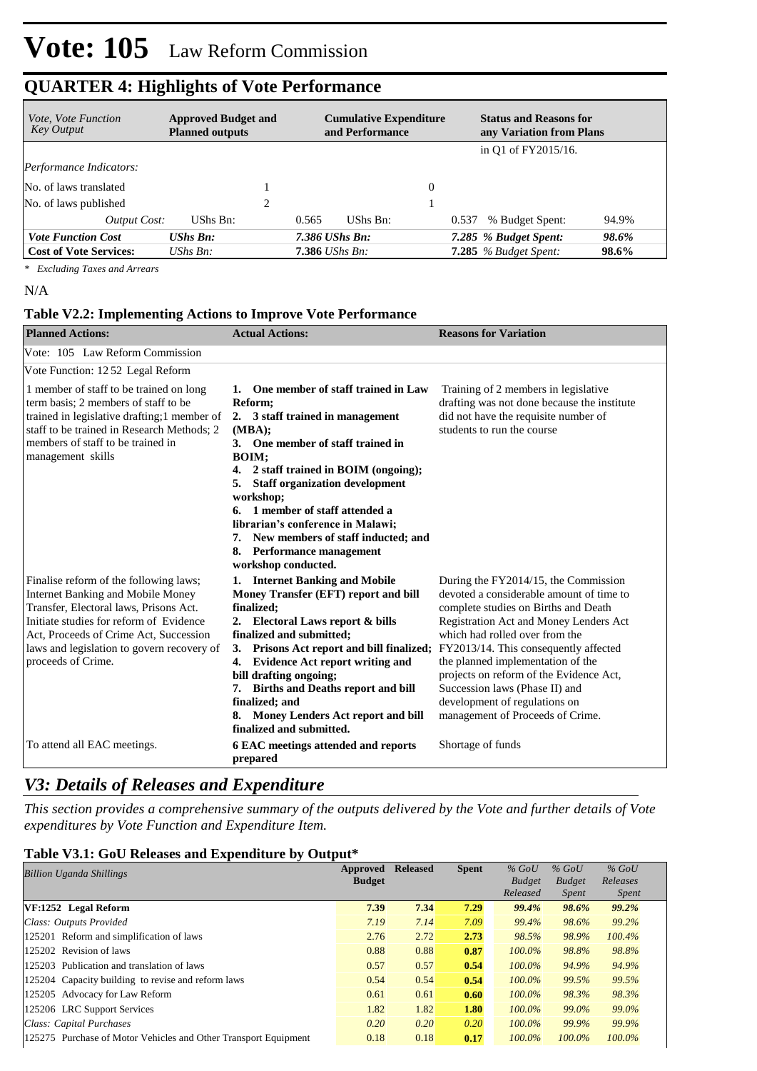# Vote: 105 Law Reform Commission

## QUARTER 4: Highlights of Vote Performance

| *Vote, Vote Function Key Output* | **Approved Budget and Planned outputs** | | **Cumulative Expenditure and Performance** | | **Status and Reasons for any Variation from Plans** | |
|---|---|---|---|---|---|---|
| | | | | | in Q1 of FY2015/16. | |
| *Performance Indicators:* | | | | | | |
| No. of laws translated | | 1 | | 0 | | |
| No. of laws published | | 2 | | 1 | | |
| *Output Cost:* | UShs Bn: | 0.565 | UShs Bn: | 0.537 | % Budget Spent: | 94.9% |
| ***Vote Function Cost*** | ***UShs Bn:*** | ***7.386*** | ***UShs Bn:*** | ***7.285*** | ***% Budget Spent:*** | ***98.6%*** |
| **Cost of Vote Services:** | *UShs Bn:* | **7.386** | *UShs Bn:* | **7.285** | *% Budget Spent:* | **98.6%** |

*\* Excluding Taxes and Arrears*

N/A

### Table V2.2: Implementing Actions to Improve Vote Performance

| **Planned Actions:** | **Actual Actions:** | **Reasons for Variation** |
|---|---|---|
| Vote: 105 Law Reform Commission | | |
| Vote Function: 12 52 Legal Reform | | |
| 1 member of staff to be trained on long term basis; 2 members of staff to be trained in legislative drafting;1 member of staff to be trained in Research Methods; 2 members of staff to be trained in management skills | **1. One member of staff trained in Law Reform; 2. 3 staff trained in management (MBA); 3. One member of staff trained in BOIM; 4. 2 staff trained in BOIM (ongoing); 5. Staff organization development workshop; 6. 1 member of staff attended a librarian's conference in Malawi; 7. New members of staff inducted; and 8. Performance management workshop conducted.** | Training of 2 members in legislative drafting was not done because the institute did not have the requisite number of students to run the course |
| Finalise reform of the following laws; Internet Banking and Mobile Money Transfer, Electoral laws, Prisons Act. Initiate studies for reform of Evidence Act, Proceeds of Crime Act, Succession laws and legislation to govern recovery of proceeds of Crime. | **1. Internet Banking and Mobile Money Transfer (EFT) report and bill finalized; 2. Electoral Laws report & bills finalized and submitted; 3. Prisons Act report and bill finalized; 4. Evidence Act report writing and bill drafting ongoing; 7. Births and Deaths report and bill finalized; and 8. Money Lenders Act report and bill finalized and submitted.** | During the FY2014/15, the Commission devoted a considerable amount of time to complete studies on Births and Death Registration Act and Money Lenders Act which had rolled over from the FY2013/14. This consequently affected the planned implementation of the projects on reform of the Evidence Act, Succession laws (Phase II) and development of regulations on management of Proceeds of Crime. |
| To attend all EAC meetings. | **6 EAC meetings attended and reports prepared** | Shortage of funds |

## *V3: Details of Releases and Expenditure*

*This section provides a comprehensive summary of the outputs delivered by the Vote and further details of Vote expenditures by Vote Function and Expenditure Item.*

### Table V3.1: GoU Releases and Expenditure by Output*

| *Billion Uganda Shillings* | **Approved Budget** | **Released** | **Spent** | *% GoU Budget Released* | *% GoU Budget Spent* | *% GoU Releases Spent* |
|---|---|---|---|---|---|---|
| **VF:1252 Legal Reform** | **7.39** | **7.34** | **7.29** | ***99.4%*** | ***98.6%*** | ***99.2%*** |
| *Class: Outputs Provided* | *7.19* | *7.14* | *7.09* | *99.4%* | *98.6%* | *99.2%* |
| 125201 Reform and simplification of laws | 2.76 | 2.72 | **2.73** | *98.5%* | *98.9%* | *100.4%* |
| 125202 Revision of laws | 0.88 | 0.88 | **0.87** | *100.0%* | *98.8%* | *98.8%* |
| 125203 Publication and translation of laws | 0.57 | 0.57 | **0.54** | *100.0%* | *94.9%* | *94.9%* |
| 125204 Capacity building to revise and reform laws | 0.54 | 0.54 | **0.54** | *100.0%* | *99.5%* | *99.5%* |
| 125205 Advocacy for Law Reform | 0.61 | 0.61 | **0.60** | *100.0%* | *98.3%* | *98.3%* |
| 125206 LRC Support Services | 1.82 | 1.82 | **1.80** | *100.0%* | *99.0%* | *99.0%* |
| *Class: Capital Purchases* | *0.20* | *0.20* | *0.20* | *100.0%* | *99.9%* | *99.9%* |
| 125275 Purchase of Motor Vehicles and Other Transport Equipment | 0.18 | 0.18 | **0.17** | *100.0%* | *100.0%* | *100.0%* |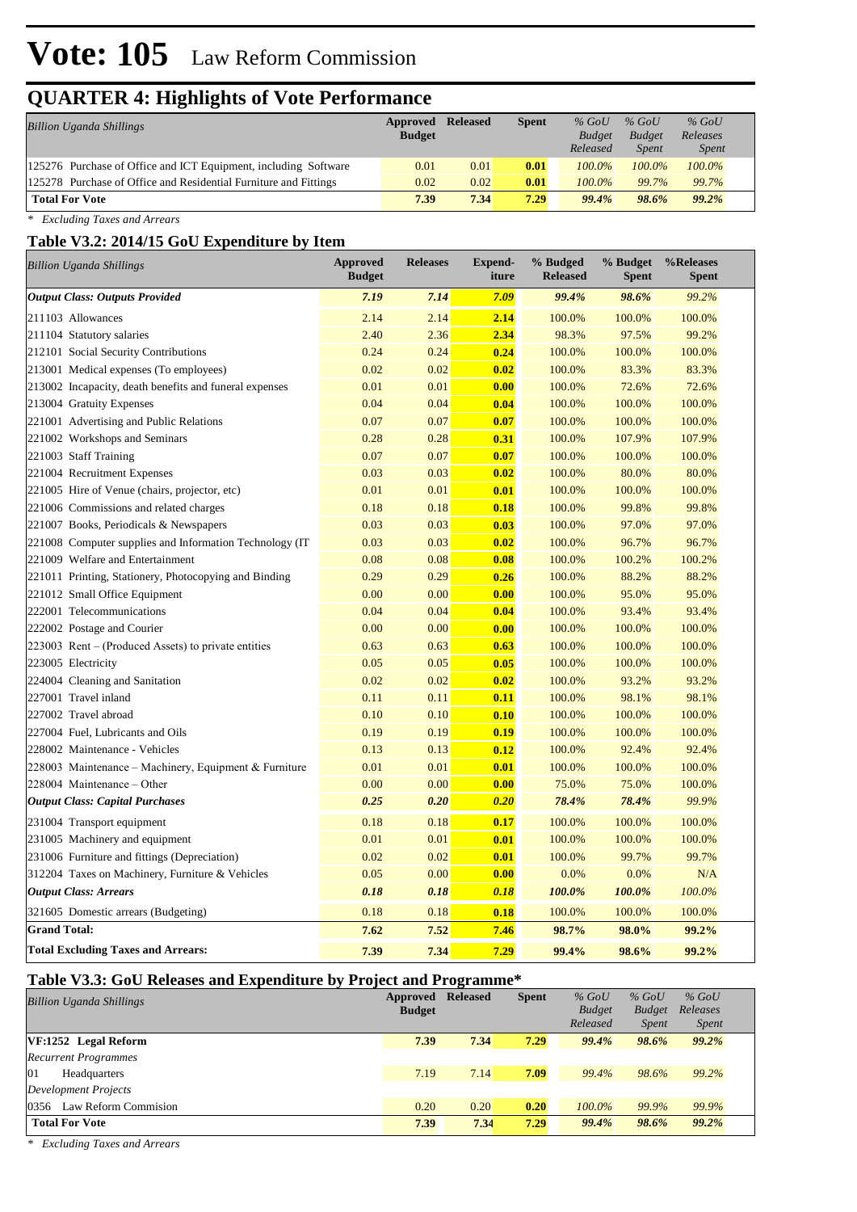# Vote: 105 Law Reform Commission

## QUARTER 4: Highlights of Vote Performance

| *Billion Uganda Shillings* | Approved Budget | Released | Spent | *% GoU Budget Released* | *% GoU Budget Spent* | *% GoU Releases Spent* |
|---|---|---|---|---|---|---|
| 125276 Purchase of Office and ICT Equipment, including Software | 0.01 | 0.01 | **0.01** | *100.0%* | *100.0%* | *100.0%* |
| 125278 Purchase of Office and Residential Furniture and Fittings | 0.02 | 0.02 | **0.01** | *100.0%* | *99.7%* | *99.7%* |
| **Total For Vote** | **7.39** | **7.34** | **7.29** | ***99.4%*** | ***98.6%*** | ***99.2%*** |

*\* Excluding Taxes and Arrears*

### Table V3.2: 2014/15 GoU Expenditure by Item

| *Billion Uganda Shillings* | Approved Budget | Releases | Expend-iture | % Budged Released | % Budget Spent | %Releases Spent |
|---|---|---|---|---|---|---|
| ***Output Class: Outputs Provided*** | ***7.19*** | ***7.14*** | ***7.09*** | ***99.4%*** | ***98.6%*** | *99.2%* |
| 211103 Allowances | 2.14 | 2.14 | **2.14** | 100.0% | 100.0% | 100.0% |
| 211104 Statutory salaries | 2.40 | 2.36 | **2.34** | 98.3% | 97.5% | 99.2% |
| 212101 Social Security Contributions | 0.24 | 0.24 | **0.24** | 100.0% | 100.0% | 100.0% |
| 213001 Medical expenses (To employees) | 0.02 | 0.02 | **0.02** | 100.0% | 83.3% | 83.3% |
| 213002 Incapacity, death benefits and funeral expenses | 0.01 | 0.01 | **0.00** | 100.0% | 72.6% | 72.6% |
| 213004 Gratuity Expenses | 0.04 | 0.04 | **0.04** | 100.0% | 100.0% | 100.0% |
| 221001 Advertising and Public Relations | 0.07 | 0.07 | **0.07** | 100.0% | 100.0% | 100.0% |
| 221002 Workshops and Seminars | 0.28 | 0.28 | **0.31** | 100.0% | 107.9% | 107.9% |
| 221003 Staff Training | 0.07 | 0.07 | **0.07** | 100.0% | 100.0% | 100.0% |
| 221004 Recruitment Expenses | 0.03 | 0.03 | **0.02** | 100.0% | 80.0% | 80.0% |
| 221005 Hire of Venue (chairs, projector, etc) | 0.01 | 0.01 | **0.01** | 100.0% | 100.0% | 100.0% |
| 221006 Commissions and related charges | 0.18 | 0.18 | **0.18** | 100.0% | 99.8% | 99.8% |
| 221007 Books, Periodicals & Newspapers | 0.03 | 0.03 | **0.03** | 100.0% | 97.0% | 97.0% |
| 221008 Computer supplies and Information Technology (IT | 0.03 | 0.03 | **0.02** | 100.0% | 96.7% | 96.7% |
| 221009 Welfare and Entertainment | 0.08 | 0.08 | **0.08** | 100.0% | 100.2% | 100.2% |
| 221011 Printing, Stationery, Photocopying and Binding | 0.29 | 0.29 | **0.26** | 100.0% | 88.2% | 88.2% |
| 221012 Small Office Equipment | 0.00 | 0.00 | **0.00** | 100.0% | 95.0% | 95.0% |
| 222001 Telecommunications | 0.04 | 0.04 | **0.04** | 100.0% | 93.4% | 93.4% |
| 222002 Postage and Courier | 0.00 | 0.00 | **0.00** | 100.0% | 100.0% | 100.0% |
| 223003 Rent – (Produced Assets) to private entities | 0.63 | 0.63 | **0.63** | 100.0% | 100.0% | 100.0% |
| 223005 Electricity | 0.05 | 0.05 | **0.05** | 100.0% | 100.0% | 100.0% |
| 224004 Cleaning and Sanitation | 0.02 | 0.02 | **0.02** | 100.0% | 93.2% | 93.2% |
| 227001 Travel inland | 0.11 | 0.11 | **0.11** | 100.0% | 98.1% | 98.1% |
| 227002 Travel abroad | 0.10 | 0.10 | **0.10** | 100.0% | 100.0% | 100.0% |
| 227004 Fuel, Lubricants and Oils | 0.19 | 0.19 | **0.19** | 100.0% | 100.0% | 100.0% |
| 228002 Maintenance - Vehicles | 0.13 | 0.13 | **0.12** | 100.0% | 92.4% | 92.4% |
| 228003 Maintenance – Machinery, Equipment & Furniture | 0.01 | 0.01 | **0.01** | 100.0% | 100.0% | 100.0% |
| 228004 Maintenance – Other | 0.00 | 0.00 | **0.00** | 75.0% | 75.0% | 100.0% |
| ***Output Class: Capital Purchases*** | ***0.25*** | ***0.20*** | ***0.20*** | ***78.4%*** | ***78.4%*** | *99.9%* |
| 231004 Transport equipment | 0.18 | 0.18 | **0.17** | 100.0% | 100.0% | 100.0% |
| 231005 Machinery and equipment | 0.01 | 0.01 | **0.01** | 100.0% | 100.0% | 100.0% |
| 231006 Furniture and fittings (Depreciation) | 0.02 | 0.02 | **0.01** | 100.0% | 99.7% | 99.7% |
| 312204 Taxes on Machinery, Furniture & Vehicles | 0.05 | 0.00 | **0.00** | 0.0% | 0.0% | N/A |
| ***Output Class: Arrears*** | ***0.18*** | ***0.18*** | ***0.18*** | ***100.0%*** | ***100.0%*** | *100.0%* |
| 321605 Domestic arrears (Budgeting) | 0.18 | 0.18 | **0.18** | 100.0% | 100.0% | 100.0% |
| **Grand Total:** | **7.62** | **7.52** | **7.46** | **98.7%** | **98.0%** | **99.2%** |
| **Total Excluding Taxes and Arrears:** | **7.39** | **7.34** | **7.29** | **99.4%** | **98.6%** | **99.2%** |

### Table V3.3: GoU Releases and Expenditure by Project and Programme*

| *Billion Uganda Shillings* | Approved Budget | Released | Spent | *% GoU Budget Released* | *% GoU Budget Spent* | *% GoU Releases Spent* |
|---|---|---|---|---|---|---|
| **VF:1252 Legal Reform** | **7.39** | **7.34** | **7.29** | ***99.4%*** | ***98.6%*** | ***99.2%*** |
| *Recurrent Programmes* | | | | | | |
| 01 Headquarters | 7.19 | 7.14 | **7.09** | *99.4%* | *98.6%* | *99.2%* |
| *Development Projects* | | | | | | |
| 0356 Law Reform Commision | 0.20 | 0.20 | **0.20** | *100.0%* | *99.9%* | *99.9%* |
| **Total For Vote** | **7.39** | **7.34** | **7.29** | ***99.4%*** | ***98.6%*** | ***99.2%*** |

*\* Excluding Taxes and Arrears*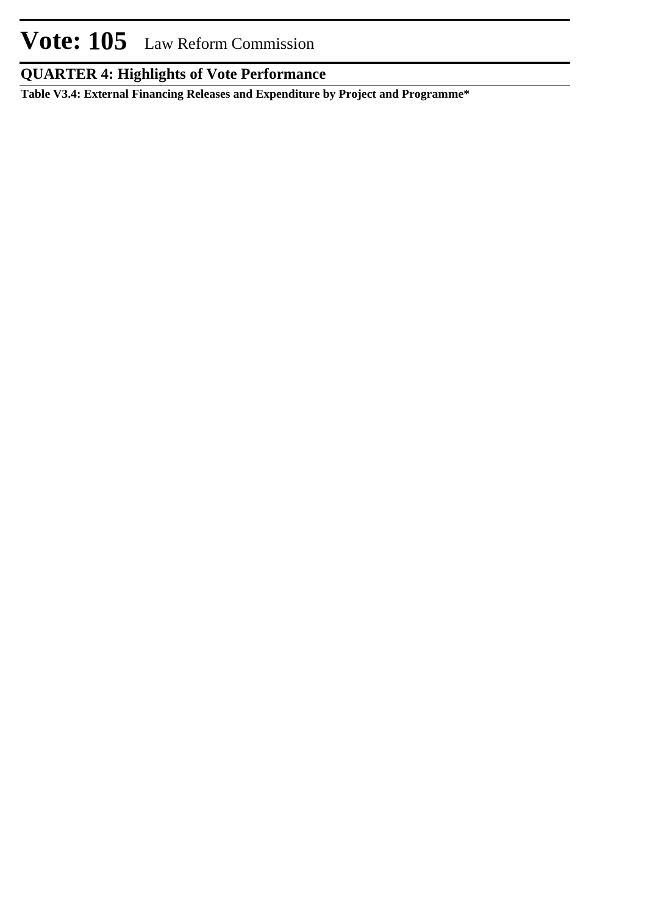# Vote: 105 Law Reform Commission

## QUARTER 4: Highlights of Vote Performance

**Table V3.4: External Financing Releases and Expenditure by Project and Programme***